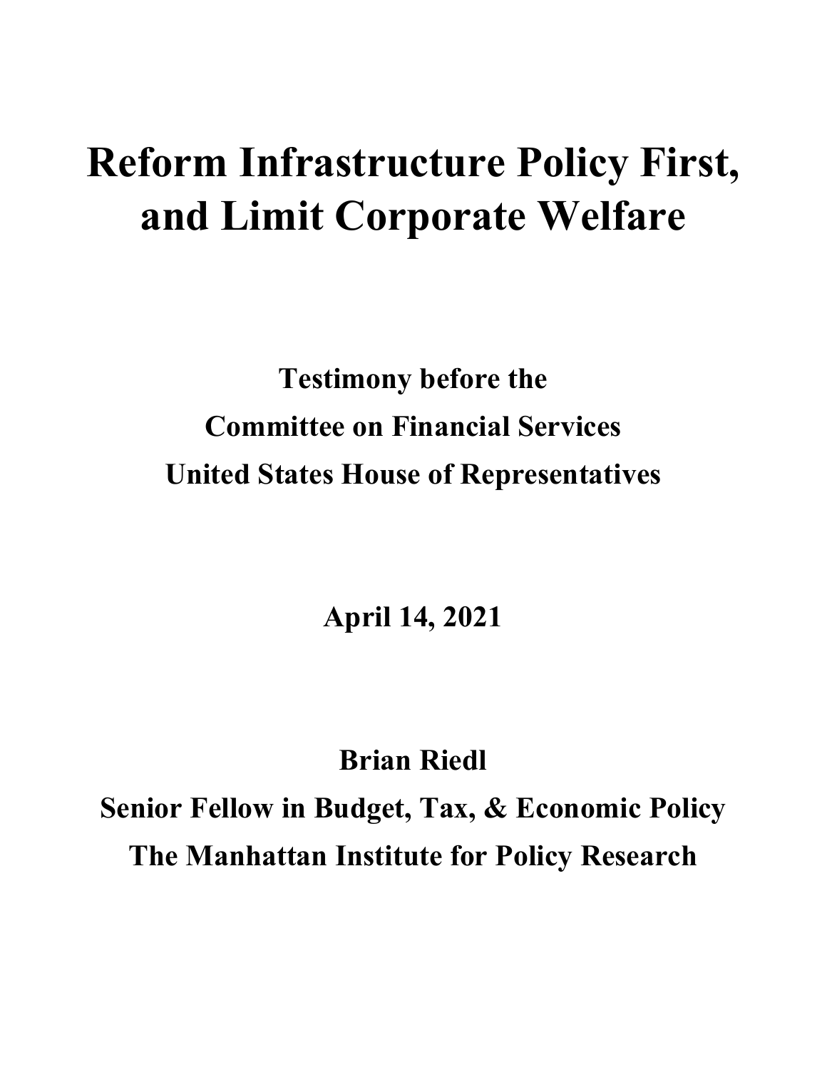# Reform Infrastructure Policy First, and Limit Corporate Welfare

**Testimony before the**

**Committee on Financial Services**

**United States House of Representatives**

**April 14, 2021**

**Brian Riedl**

**Senior Fellow in Budget, Tax, & Economic Policy**

**The Manhattan Institute for Policy Research**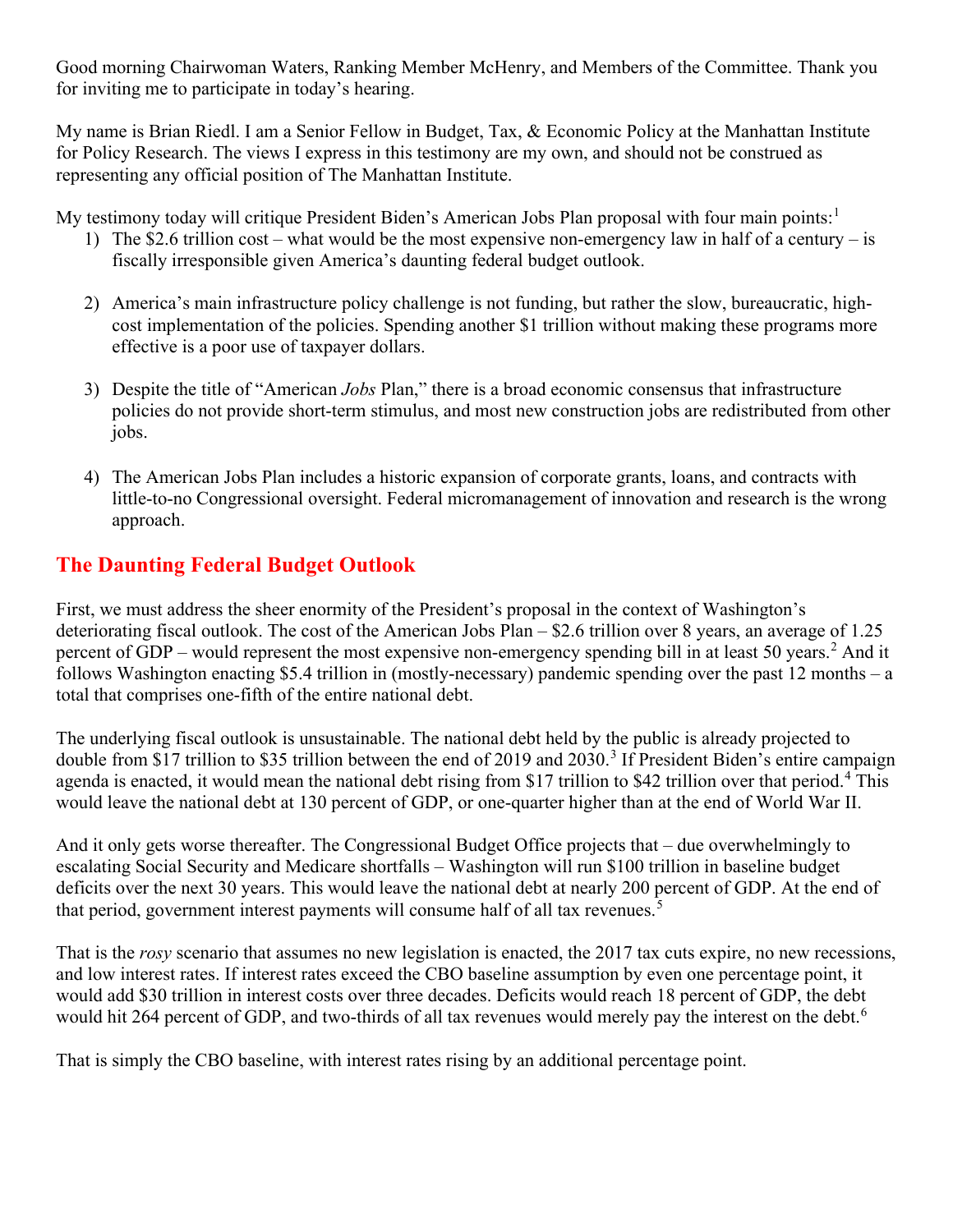Good morning Chairwoman Waters, Ranking Member McHenry, and Members of the Committee. Thank you for inviting me to participate in today's hearing.

My name is Brian Riedl. I am a Senior Fellow in Budget, Tax, & Economic Policy at the Manhattan Institute for Policy Research. The views I express in this testimony are my own, and should not be construed as representing any official position of The Manhattan Institute.

My testimony today will critique President Biden's American Jobs Plan proposal with four main points:[1]

1) The $2.6 trillion cost – what would be the most expensive non-emergency law in half of a century – is fiscally irresponsible given America's daunting federal budget outlook.

2) America's main infrastructure policy challenge is not funding, but rather the slow, bureaucratic, high-cost implementation of the policies. Spending another $1 trillion without making these programs more effective is a poor use of taxpayer dollars.

3) Despite the title of "American *Jobs* Plan," there is a broad economic consensus that infrastructure policies do not provide short-term stimulus, and most new construction jobs are redistributed from other jobs.

4) The American Jobs Plan includes a historic expansion of corporate grants, loans, and contracts with little-to-no Congressional oversight. Federal micromanagement of innovation and research is the wrong approach.

## The Daunting Federal Budget Outlook

First, we must address the sheer enormity of the President's proposal in the context of Washington's deteriorating fiscal outlook. The cost of the American Jobs Plan – $2.6 trillion over 8 years, an average of 1.25 percent of GDP – would represent the most expensive non-emergency spending bill in at least 50 years.[2] And it follows Washington enacting $5.4 trillion in (mostly-necessary) pandemic spending over the past 12 months – a total that comprises one-fifth of the entire national debt.

The underlying fiscal outlook is unsustainable. The national debt held by the public is already projected to double from $17 trillion to $35 trillion between the end of 2019 and 2030.[3] If President Biden's entire campaign agenda is enacted, it would mean the national debt rising from $17 trillion to $42 trillion over that period.[4] This would leave the national debt at 130 percent of GDP, or one-quarter higher than at the end of World War II.

And it only gets worse thereafter. The Congressional Budget Office projects that – due overwhelmingly to escalating Social Security and Medicare shortfalls – Washington will run $100 trillion in baseline budget deficits over the next 30 years. This would leave the national debt at nearly 200 percent of GDP. At the end of that period, government interest payments will consume half of all tax revenues.[5]

That is the *rosy* scenario that assumes no new legislation is enacted, the 2017 tax cuts expire, no new recessions, and low interest rates. If interest rates exceed the CBO baseline assumption by even one percentage point, it would add $30 trillion in interest costs over three decades. Deficits would reach 18 percent of GDP, the debt would hit 264 percent of GDP, and two-thirds of all tax revenues would merely pay the interest on the debt.[6]

That is simply the CBO baseline, with interest rates rising by an additional percentage point.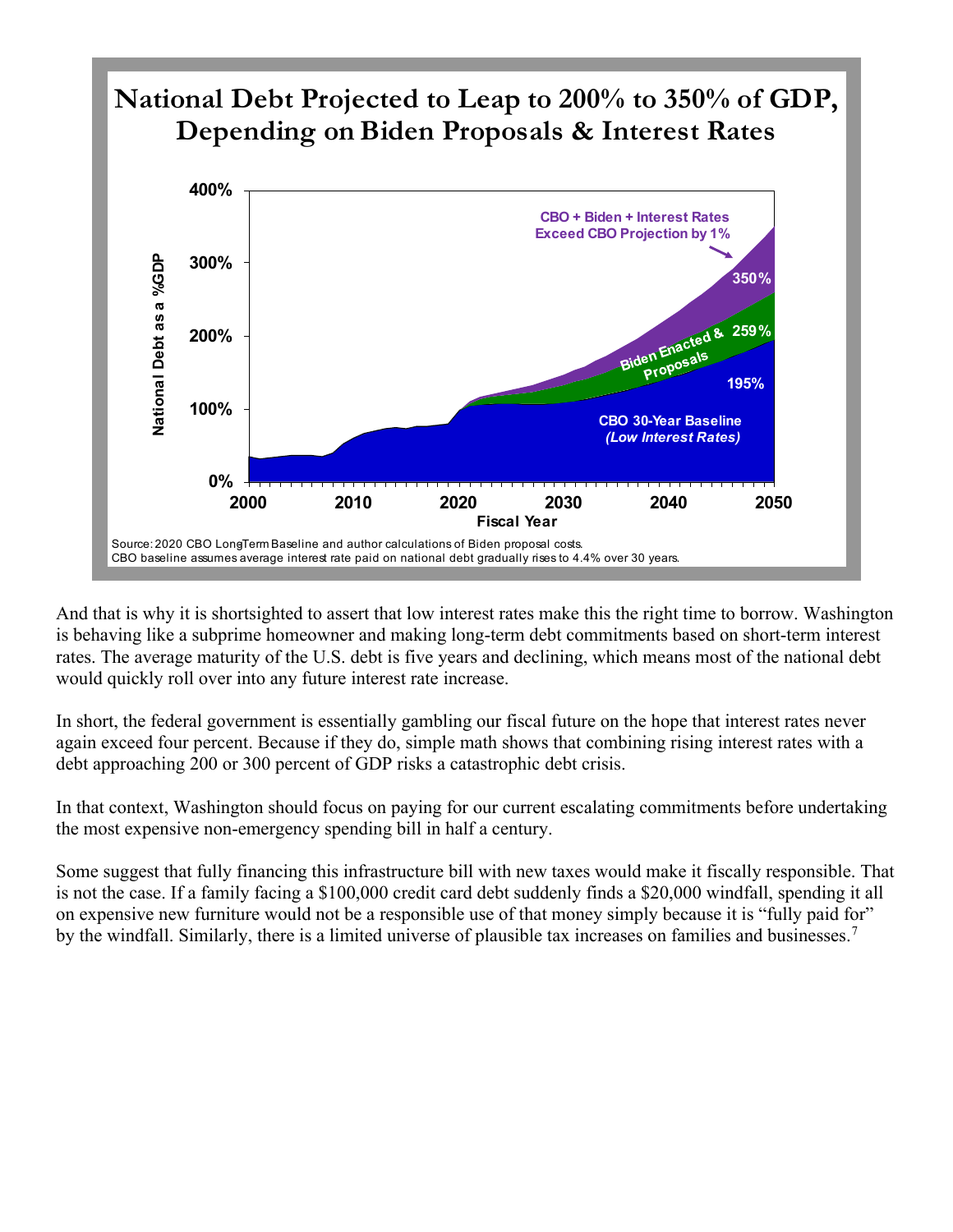**National Debt Projected to Leap to 200% to 350% of GDP, Depending on Biden Proposals & Interest Rates**

Source: 2020 CBO Long-Term Baseline and author calculations of Biden proposal costs.
CBO baseline assumes average interest rate paid on national debt gradually rises to 4.4% over 30 years.

And that is why it is shortsighted to assert that low interest rates make this the right time to borrow. Washington is behaving like a subprime homeowner and making long-term debt commitments based on short-term interest rates. The average maturity of the U.S. debt is five years and declining, which means most of the national debt would quickly roll over into any future interest rate increase.

In short, the federal government is essentially gambling our fiscal future on the hope that interest rates never again exceed four percent. Because if they do, simple math shows that combining rising interest rates with a debt approaching 200 or 300 percent of GDP risks a catastrophic debt crisis.

In that context, Washington should focus on paying for our current escalating commitments before undertaking the most expensive non-emergency spending bill in half a century.

Some suggest that fully financing this infrastructure bill with new taxes would make it fiscally responsible. That is not the case. If a family facing a \$100,000 credit card debt suddenly finds a \$20,000 windfall, spending it all on expensive new furniture would not be a responsible use of that money simply because it is "fully paid for" by the windfall. Similarly, there is a limited universe of plausible tax increases on families and businesses.[7]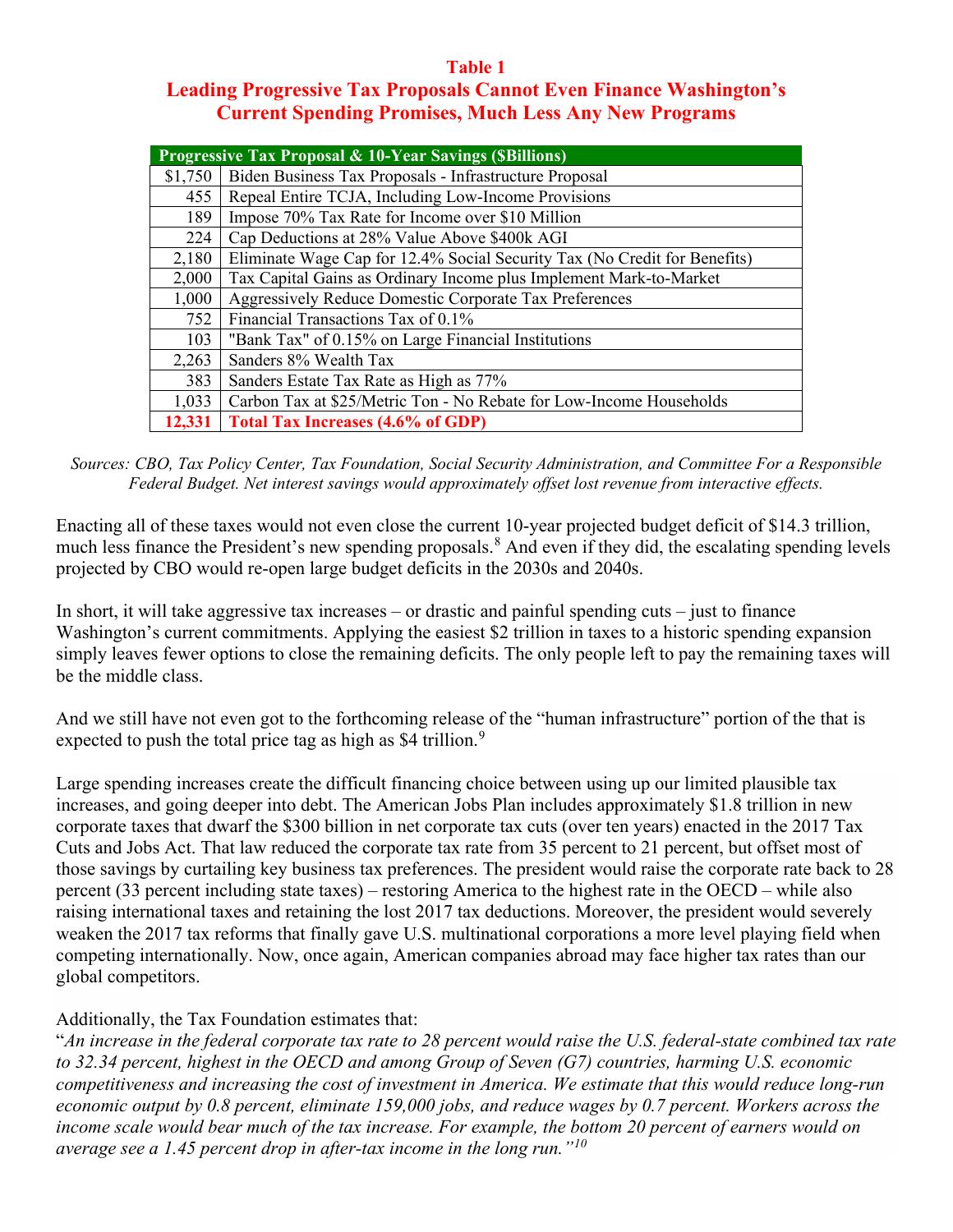**Table 1**
**Leading Progressive Tax Proposals Cannot Even Finance Washington's Current Spending Promises, Much Less Any New Programs**

| Progressive Tax Proposal & 10-Year Savings ($Billions) | |
|---|---|
| $1,750 | Biden Business Tax Proposals - Infrastructure Proposal |
| 455 | Repeal Entire TCJA, Including Low-Income Provisions |
| 189 | Impose 70% Tax Rate for Income over $10 Million |
| 224 | Cap Deductions at 28% Value Above $400k AGI |
| 2,180 | Eliminate Wage Cap for 12.4% Social Security Tax (No Credit for Benefits) |
| 2,000 | Tax Capital Gains as Ordinary Income plus Implement Mark-to-Market |
| 1,000 | Aggressively Reduce Domestic Corporate Tax Preferences |
| 752 | Financial Transactions Tax of 0.1% |
| 103 | "Bank Tax" of 0.15% on Large Financial Institutions |
| 2,263 | Sanders 8% Wealth Tax |
| 383 | Sanders Estate Tax Rate as High as 77% |
| 1,033 | Carbon Tax at $25/Metric Ton - No Rebate for Low-Income Households |
| **12,331** | **Total Tax Increases (4.6% of GDP)** |

*Sources: CBO, Tax Policy Center, Tax Foundation, Social Security Administration, and Committee For a Responsible Federal Budget. Net interest savings would approximately offset lost revenue from interactive effects.*

Enacting all of these taxes would not even close the current 10-year projected budget deficit of $14.3 trillion, much less finance the President's new spending proposals.[8] And even if they did, the escalating spending levels projected by CBO would re-open large budget deficits in the 2030s and 2040s.

In short, it will take aggressive tax increases – or drastic and painful spending cuts – just to finance Washington's current commitments. Applying the easiest $2 trillion in taxes to a historic spending expansion simply leaves fewer options to close the remaining deficits. The only people left to pay the remaining taxes will be the middle class.

And we still have not even got to the forthcoming release of the "human infrastructure" portion of the that is expected to push the total price tag as high as $4 trillion.[9]

Large spending increases create the difficult financing choice between using up our limited plausible tax increases, and going deeper into debt. The American Jobs Plan includes approximately $1.8 trillion in new corporate taxes that dwarf the $300 billion in net corporate tax cuts (over ten years) enacted in the 2017 Tax Cuts and Jobs Act. That law reduced the corporate tax rate from 35 percent to 21 percent, but offset most of those savings by curtailing key business tax preferences. The president would raise the corporate rate back to 28 percent (33 percent including state taxes) – restoring America to the highest rate in the OECD – while also raising international taxes and retaining the lost 2017 tax deductions. Moreover, the president would severely weaken the 2017 tax reforms that finally gave U.S. multinational corporations a more level playing field when competing internationally. Now, once again, American companies abroad may face higher tax rates than our global competitors.

Additionally, the Tax Foundation estimates that:
"*An increase in the federal corporate tax rate to 28 percent would raise the U.S. federal-state combined tax rate to 32.34 percent, highest in the OECD and among Group of Seven (G7) countries, harming U.S. economic competitiveness and increasing the cost of investment in America. We estimate that this would reduce long-run economic output by 0.8 percent, eliminate 159,000 jobs, and reduce wages by 0.7 percent. Workers across the income scale would bear much of the tax increase. For example, the bottom 20 percent of earners would on average see a 1.45 percent drop in after-tax income in the long run.*"[10]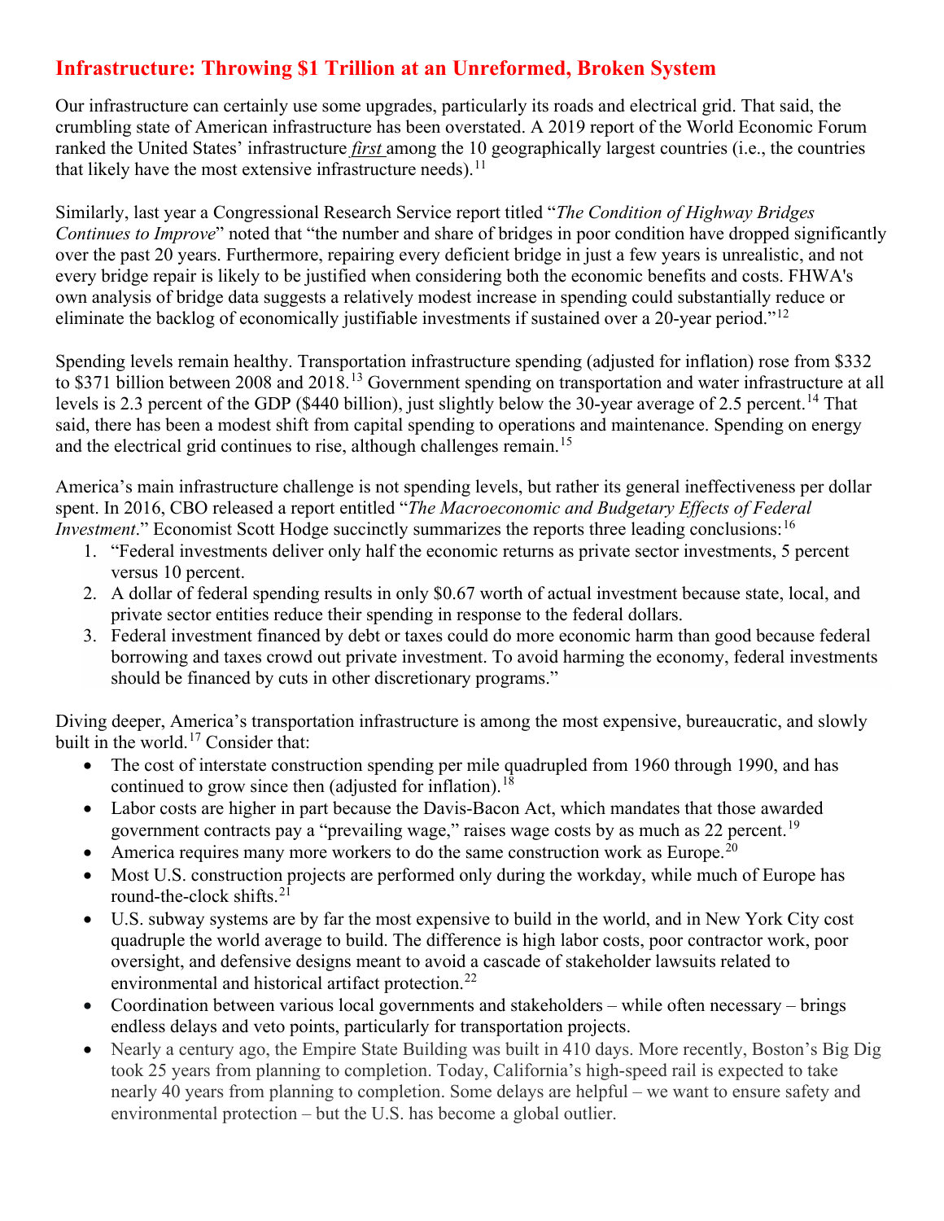## Infrastructure: Throwing $1 Trillion at an Unreformed, Broken System

Our infrastructure can certainly use some upgrades, particularly its roads and electrical grid. That said, the crumbling state of American infrastructure has been overstated. A 2019 report of the World Economic Forum ranked the United States' infrastructure ***first*** among the 10 geographically largest countries (i.e., the countries that likely have the most extensive infrastructure needs).[11]

Similarly, last year a Congressional Research Service report titled "*The Condition of Highway Bridges Continues to Improve*" noted that "the number and share of bridges in poor condition have dropped significantly over the past 20 years. Furthermore, repairing every deficient bridge in just a few years is unrealistic, and not every bridge repair is likely to be justified when considering both the economic benefits and costs. FHWA's own analysis of bridge data suggests a relatively modest increase in spending could substantially reduce or eliminate the backlog of economically justifiable investments if sustained over a 20-year period."[12]

Spending levels remain healthy. Transportation infrastructure spending (adjusted for inflation) rose from $332 to $371 billion between 2008 and 2018.[13] Government spending on transportation and water infrastructure at all levels is 2.3 percent of the GDP ($440 billion), just slightly below the 30-year average of 2.5 percent.[14] That said, there has been a modest shift from capital spending to operations and maintenance. Spending on energy and the electrical grid continues to rise, although challenges remain.[15]

America's main infrastructure challenge is not spending levels, but rather its general ineffectiveness per dollar spent. In 2016, CBO released a report entitled "*The Macroeconomic and Budgetary Effects of Federal Investment*." Economist Scott Hodge succinctly summarizes the reports three leading conclusions:[16]

1. "Federal investments deliver only half the economic returns as private sector investments, 5 percent versus 10 percent.
2. A dollar of federal spending results in only $0.67 worth of actual investment because state, local, and private sector entities reduce their spending in response to the federal dollars.
3. Federal investment financed by debt or taxes could do more economic harm than good because federal borrowing and taxes crowd out private investment. To avoid harming the economy, federal investments should be financed by cuts in other discretionary programs."

Diving deeper, America's transportation infrastructure is among the most expensive, bureaucratic, and slowly built in the world.[17] Consider that:

- The cost of interstate construction spending per mile quadrupled from 1960 through 1990, and has continued to grow since then (adjusted for inflation).[18]
- Labor costs are higher in part because the Davis-Bacon Act, which mandates that those awarded government contracts pay a "prevailing wage," raises wage costs by as much as 22 percent.[19]
- America requires many more workers to do the same construction work as Europe.[20]
- Most U.S. construction projects are performed only during the workday, while much of Europe has round-the-clock shifts.[21]
- U.S. subway systems are by far the most expensive to build in the world, and in New York City cost quadruple the world average to build. The difference is high labor costs, poor contractor work, poor oversight, and defensive designs meant to avoid a cascade of stakeholder lawsuits related to environmental and historical artifact protection.[22]
- Coordination between various local governments and stakeholders – while often necessary – brings endless delays and veto points, particularly for transportation projects.
- Nearly a century ago, the Empire State Building was built in 410 days. More recently, Boston's Big Dig took 25 years from planning to completion. Today, California's high-speed rail is expected to take nearly 40 years from planning to completion. Some delays are helpful – we want to ensure safety and environmental protection – but the U.S. has become a global outlier.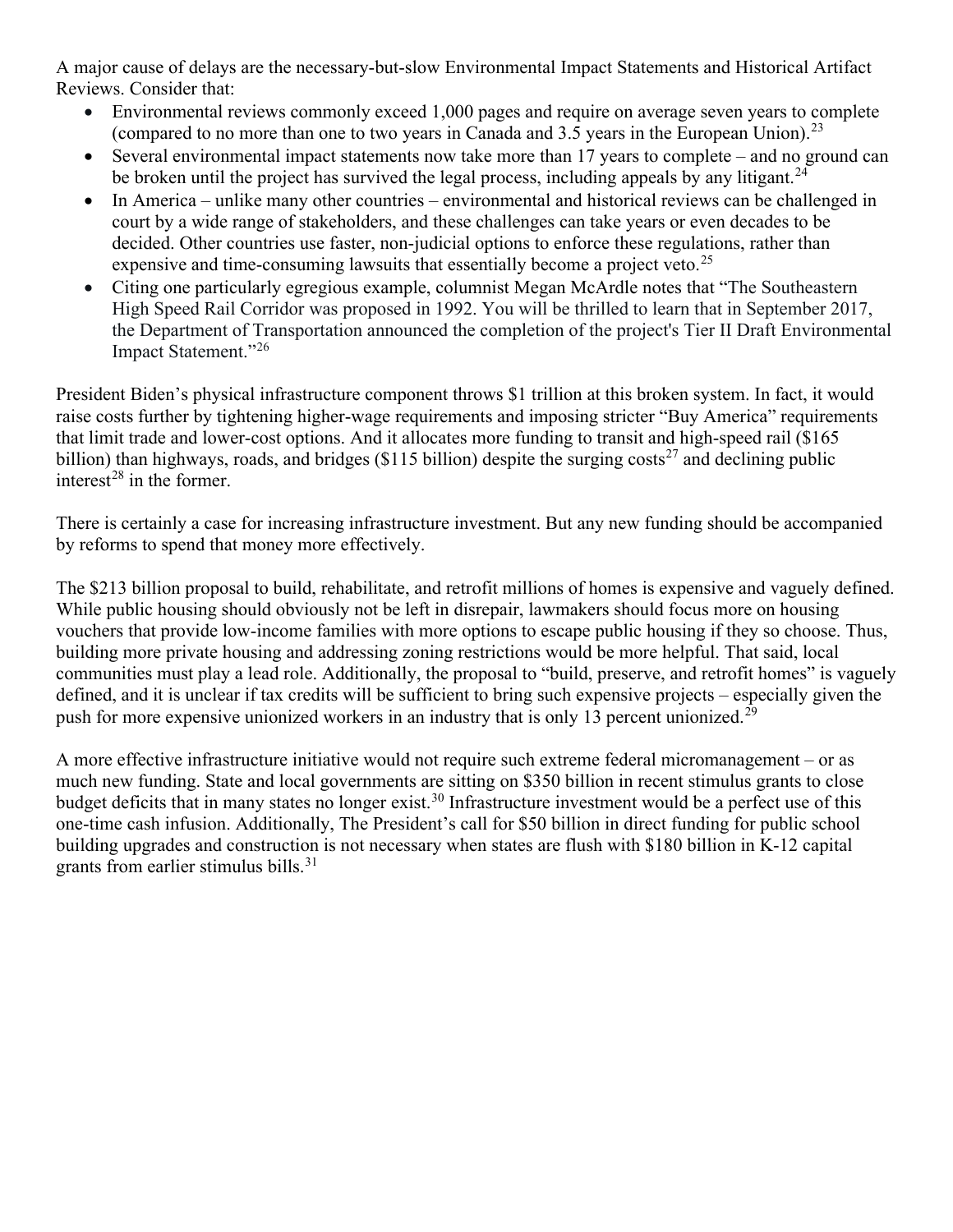A major cause of delays are the necessary-but-slow Environmental Impact Statements and Historical Artifact Reviews. Consider that:

- Environmental reviews commonly exceed 1,000 pages and require on average seven years to complete (compared to no more than one to two years in Canada and 3.5 years in the European Union).[23]
- Several environmental impact statements now take more than 17 years to complete – and no ground can be broken until the project has survived the legal process, including appeals by any litigant.[24]
- In America – unlike many other countries – environmental and historical reviews can be challenged in court by a wide range of stakeholders, and these challenges can take years or even decades to be decided. Other countries use faster, non-judicial options to enforce these regulations, rather than expensive and time-consuming lawsuits that essentially become a project veto.[25]
- Citing one particularly egregious example, columnist Megan McArdle notes that "The Southeastern High Speed Rail Corridor was proposed in 1992. You will be thrilled to learn that in September 2017, the Department of Transportation announced the completion of the project's Tier II Draft Environmental Impact Statement."[26]

President Biden's physical infrastructure component throws $1 trillion at this broken system. In fact, it would raise costs further by tightening higher-wage requirements and imposing stricter "Buy America" requirements that limit trade and lower-cost options. And it allocates more funding to transit and high-speed rail ($165 billion) than highways, roads, and bridges ($115 billion) despite the surging costs[27] and declining public interest[28] in the former.

There is certainly a case for increasing infrastructure investment. But any new funding should be accompanied by reforms to spend that money more effectively.

The $213 billion proposal to build, rehabilitate, and retrofit millions of homes is expensive and vaguely defined. While public housing should obviously not be left in disrepair, lawmakers should focus more on housing vouchers that provide low-income families with more options to escape public housing if they so choose. Thus, building more private housing and addressing zoning restrictions would be more helpful. That said, local communities must play a lead role. Additionally, the proposal to "build, preserve, and retrofit homes" is vaguely defined, and it is unclear if tax credits will be sufficient to bring such expensive projects – especially given the push for more expensive unionized workers in an industry that is only 13 percent unionized.[29]

A more effective infrastructure initiative would not require such extreme federal micromanagement – or as much new funding. State and local governments are sitting on $350 billion in recent stimulus grants to close budget deficits that in many states no longer exist.[30] Infrastructure investment would be a perfect use of this one-time cash infusion. Additionally, The President's call for $50 billion in direct funding for public school building upgrades and construction is not necessary when states are flush with $180 billion in K-12 capital grants from earlier stimulus bills.[31]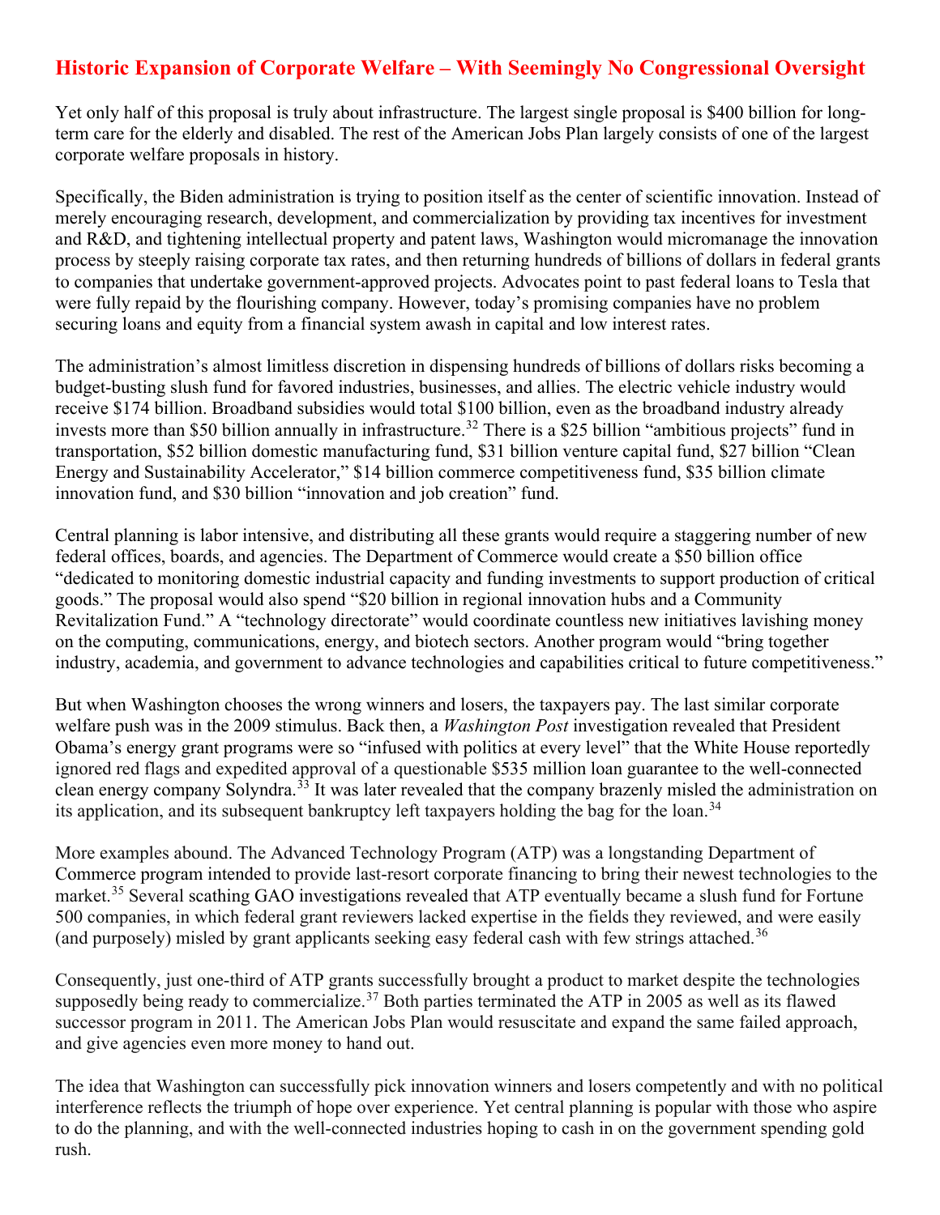## Historic Expansion of Corporate Welfare – With Seemingly No Congressional Oversight

Yet only half of this proposal is truly about infrastructure. The largest single proposal is $400 billion for long-term care for the elderly and disabled. The rest of the American Jobs Plan largely consists of one of the largest corporate welfare proposals in history.

Specifically, the Biden administration is trying to position itself as the center of scientific innovation. Instead of merely encouraging research, development, and commercialization by providing tax incentives for investment and R&D, and tightening intellectual property and patent laws, Washington would micromanage the innovation process by steeply raising corporate tax rates, and then returning hundreds of billions of dollars in federal grants to companies that undertake government-approved projects. Advocates point to past federal loans to Tesla that were fully repaid by the flourishing company. However, today's promising companies have no problem securing loans and equity from a financial system awash in capital and low interest rates.

The administration's almost limitless discretion in dispensing hundreds of billions of dollars risks becoming a budget-busting slush fund for favored industries, businesses, and allies. The electric vehicle industry would receive $174 billion. Broadband subsidies would total $100 billion, even as the broadband industry already invests more than $50 billion annually in infrastructure.[32] There is a $25 billion "ambitious projects" fund in transportation, $52 billion domestic manufacturing fund, $31 billion venture capital fund, $27 billion "Clean Energy and Sustainability Accelerator," $14 billion commerce competitiveness fund, $35 billion climate innovation fund, and $30 billion "innovation and job creation" fund.

Central planning is labor intensive, and distributing all these grants would require a staggering number of new federal offices, boards, and agencies. The Department of Commerce would create a $50 billion office "dedicated to monitoring domestic industrial capacity and funding investments to support production of critical goods." The proposal would also spend "$20 billion in regional innovation hubs and a Community Revitalization Fund." A "technology directorate" would coordinate countless new initiatives lavishing money on the computing, communications, energy, and biotech sectors. Another program would "bring together industry, academia, and government to advance technologies and capabilities critical to future competitiveness."

But when Washington chooses the wrong winners and losers, the taxpayers pay. The last similar corporate welfare push was in the 2009 stimulus. Back then, a *Washington Post* investigation revealed that President Obama's energy grant programs were so "infused with politics at every level" that the White House reportedly ignored red flags and expedited approval of a questionable $535 million loan guarantee to the well-connected clean energy company Solyndra.[33] It was later revealed that the company brazenly misled the administration on its application, and its subsequent bankruptcy left taxpayers holding the bag for the loan.[34]

More examples abound. The Advanced Technology Program (ATP) was a longstanding Department of Commerce program intended to provide last-resort corporate financing to bring their newest technologies to the market.[35] Several scathing GAO investigations revealed that ATP eventually became a slush fund for Fortune 500 companies, in which federal grant reviewers lacked expertise in the fields they reviewed, and were easily (and purposely) misled by grant applicants seeking easy federal cash with few strings attached.[36]

Consequently, just one-third of ATP grants successfully brought a product to market despite the technologies supposedly being ready to commercialize.[37] Both parties terminated the ATP in 2005 as well as its flawed successor program in 2011. The American Jobs Plan would resuscitate and expand the same failed approach, and give agencies even more money to hand out.

The idea that Washington can successfully pick innovation winners and losers competently and with no political interference reflects the triumph of hope over experience. Yet central planning is popular with those who aspire to do the planning, and with the well-connected industries hoping to cash in on the government spending gold rush.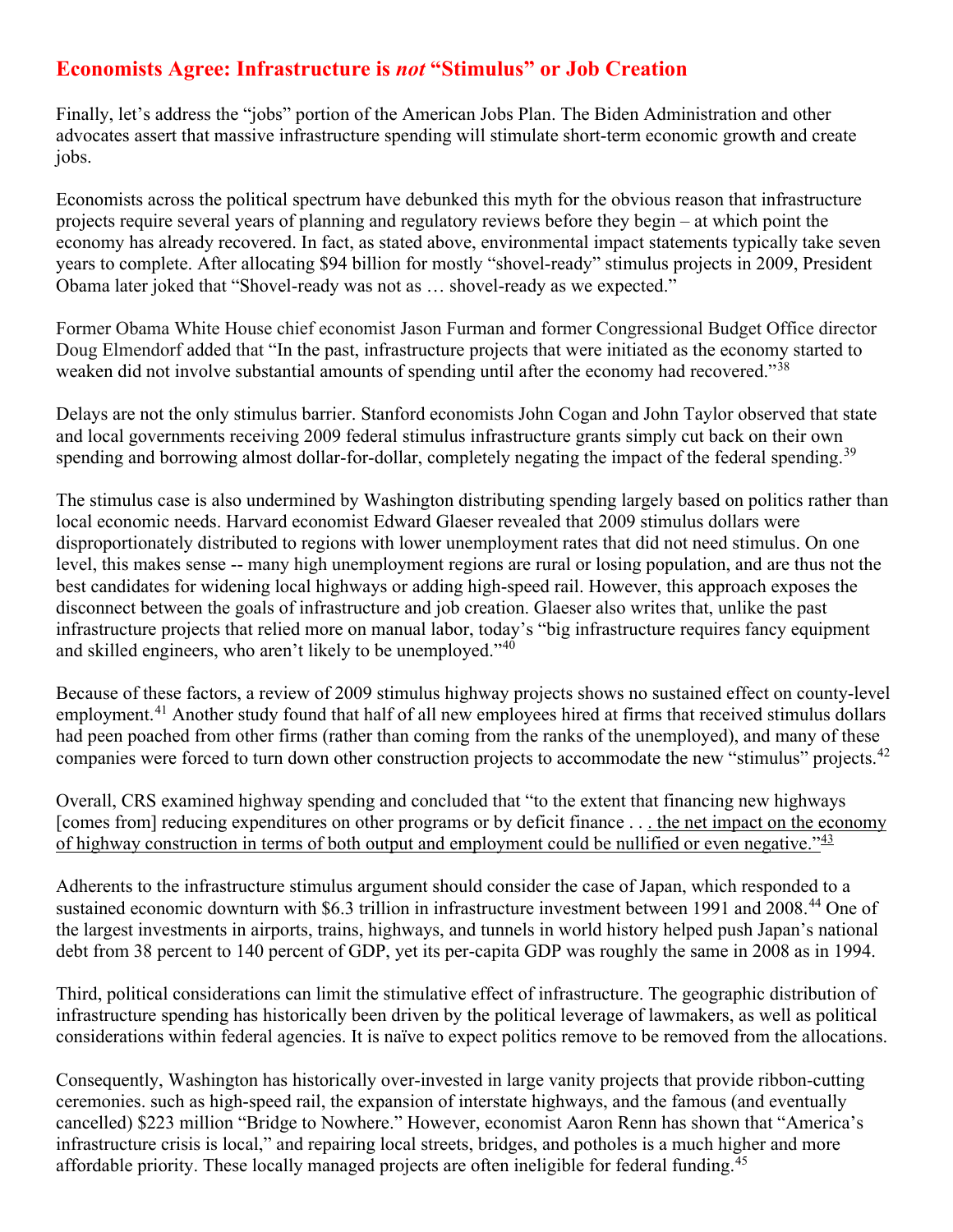## Economists Agree: Infrastructure is *not* "Stimulus" or Job Creation

Finally, let's address the "jobs" portion of the American Jobs Plan. The Biden Administration and other advocates assert that massive infrastructure spending will stimulate short-term economic growth and create jobs.

Economists across the political spectrum have debunked this myth for the obvious reason that infrastructure projects require several years of planning and regulatory reviews before they begin – at which point the economy has already recovered. In fact, as stated above, environmental impact statements typically take seven years to complete. After allocating $94 billion for mostly "shovel-ready" stimulus projects in 2009, President Obama later joked that "Shovel-ready was not as … shovel-ready as we expected."

Former Obama White House chief economist Jason Furman and former Congressional Budget Office director Doug Elmendorf added that "In the past, infrastructure projects that were initiated as the economy started to weaken did not involve substantial amounts of spending until after the economy had recovered."[38]

Delays are not the only stimulus barrier. Stanford economists John Cogan and John Taylor observed that state and local governments receiving 2009 federal stimulus infrastructure grants simply cut back on their own spending and borrowing almost dollar-for-dollar, completely negating the impact of the federal spending.[39]

The stimulus case is also undermined by Washington distributing spending largely based on politics rather than local economic needs. Harvard economist Edward Glaeser revealed that 2009 stimulus dollars were disproportionately distributed to regions with lower unemployment rates that did not need stimulus. On one level, this makes sense -- many high unemployment regions are rural or losing population, and are thus not the best candidates for widening local highways or adding high-speed rail. However, this approach exposes the disconnect between the goals of infrastructure and job creation. Glaeser also writes that, unlike the past infrastructure projects that relied more on manual labor, today's "big infrastructure requires fancy equipment and skilled engineers, who aren't likely to be unemployed."[40]

Because of these factors, a review of 2009 stimulus highway projects shows no sustained effect on county-level employment.[41] Another study found that half of all new employees hired at firms that received stimulus dollars had peen poached from other firms (rather than coming from the ranks of the unemployed), and many of these companies were forced to turn down other construction projects to accommodate the new "stimulus" projects.[42]

Overall, CRS examined highway spending and concluded that "to the extent that financing new highways [comes from] reducing expenditures on other programs or by deficit finance . . . the net impact on the economy of highway construction in terms of both output and employment could be nullified or even negative."[43]

Adherents to the infrastructure stimulus argument should consider the case of Japan, which responded to a sustained economic downturn with $6.3 trillion in infrastructure investment between 1991 and 2008.[44] One of the largest investments in airports, trains, highways, and tunnels in world history helped push Japan's national debt from 38 percent to 140 percent of GDP, yet its per-capita GDP was roughly the same in 2008 as in 1994.

Third, political considerations can limit the stimulative effect of infrastructure. The geographic distribution of infrastructure spending has historically been driven by the political leverage of lawmakers, as well as political considerations within federal agencies. It is naïve to expect politics remove to be removed from the allocations.

Consequently, Washington has historically over-invested in large vanity projects that provide ribbon-cutting ceremonies. such as high-speed rail, the expansion of interstate highways, and the famous (and eventually cancelled) $223 million "Bridge to Nowhere." However, economist Aaron Renn has shown that "America's infrastructure crisis is local," and repairing local streets, bridges, and potholes is a much higher and more affordable priority. These locally managed projects are often ineligible for federal funding.[45]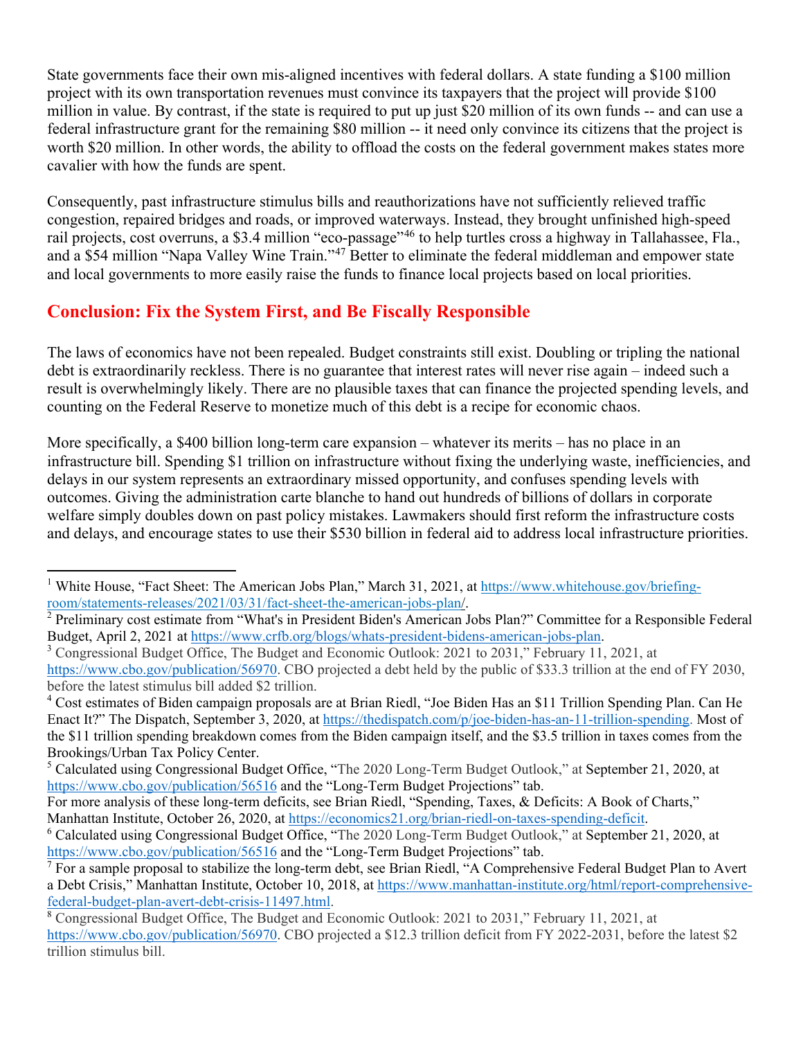State governments face their own mis-aligned incentives with federal dollars. A state funding a $100 million project with its own transportation revenues must convince its taxpayers that the project will provide $100 million in value. By contrast, if the state is required to put up just $20 million of its own funds -- and can use a federal infrastructure grant for the remaining $80 million -- it need only convince its citizens that the project is worth $20 million. In other words, the ability to offload the costs on the federal government makes states more cavalier with how the funds are spent.

Consequently, past infrastructure stimulus bills and reauthorizations have not sufficiently relieved traffic congestion, repaired bridges and roads, or improved waterways. Instead, they brought unfinished high-speed rail projects, cost overruns, a $3.4 million "eco-passage"[46] to help turtles cross a highway in Tallahassee, Fla., and a $54 million "Napa Valley Wine Train."[47] Better to eliminate the federal middleman and empower state and local governments to more easily raise the funds to finance local projects based on local priorities.

## Conclusion: Fix the System First, and Be Fiscally Responsible

The laws of economics have not been repealed. Budget constraints still exist. Doubling or tripling the national debt is extraordinarily reckless. There is no guarantee that interest rates will never rise again – indeed such a result is overwhelmingly likely. There are no plausible taxes that can finance the projected spending levels, and counting on the Federal Reserve to monetize much of this debt is a recipe for economic chaos.

More specifically, a $400 billion long-term care expansion – whatever its merits – has no place in an infrastructure bill. Spending $1 trillion on infrastructure without fixing the underlying waste, inefficiencies, and delays in our system represents an extraordinary missed opportunity, and confuses spending levels with outcomes. Giving the administration carte blanche to hand out hundreds of billions of dollars in corporate welfare simply doubles down on past policy mistakes. Lawmakers should first reform the infrastructure costs and delays, and encourage states to use their $530 billion in federal aid to address local infrastructure priorities.

---

[1] White House, "Fact Sheet: The American Jobs Plan," March 31, 2021, at https://www.whitehouse.gov/briefing-room/statements-releases/2021/03/31/fact-sheet-the-american-jobs-plan/.

[2] Preliminary cost estimate from "What's in President Biden's American Jobs Plan?" Committee for a Responsible Federal Budget, April 2, 2021 at https://www.crfb.org/blogs/whats-president-bidens-american-jobs-plan.

[3] Congressional Budget Office, The Budget and Economic Outlook: 2021 to 2031," February 11, 2021, at https://www.cbo.gov/publication/56970. CBO projected a debt held by the public of $33.3 trillion at the end of FY 2030, before the latest stimulus bill added $2 trillion.

[4] Cost estimates of Biden campaign proposals are at Brian Riedl, "Joe Biden Has an $11 Trillion Spending Plan. Can He Enact It?" The Dispatch, September 3, 2020, at https://thedispatch.com/p/joe-biden-has-an-11-trillion-spending. Most of the $11 trillion spending breakdown comes from the Biden campaign itself, and the $3.5 trillion in taxes comes from the Brookings/Urban Tax Policy Center.

[5] Calculated using Congressional Budget Office, "The 2020 Long-Term Budget Outlook," at September 21, 2020, at https://www.cbo.gov/publication/56516 and the "Long-Term Budget Projections" tab.
For more analysis of these long-term deficits, see Brian Riedl, "Spending, Taxes, & Deficits: A Book of Charts," Manhattan Institute, October 26, 2020, at https://economics21.org/brian-riedl-on-taxes-spending-deficit.

[6] Calculated using Congressional Budget Office, "The 2020 Long-Term Budget Outlook," at September 21, 2020, at https://www.cbo.gov/publication/56516 and the "Long-Term Budget Projections" tab.

[7] For a sample proposal to stabilize the long-term debt, see Brian Riedl, "A Comprehensive Federal Budget Plan to Avert a Debt Crisis," Manhattan Institute, October 10, 2018, at https://www.manhattan-institute.org/html/report-comprehensive-federal-budget-plan-avert-debt-crisis-11497.html.

[8] Congressional Budget Office, The Budget and Economic Outlook: 2021 to 2031," February 11, 2021, at https://www.cbo.gov/publication/56970. CBO projected a $12.3 trillion deficit from FY 2022-2031, before the latest $2 trillion stimulus bill.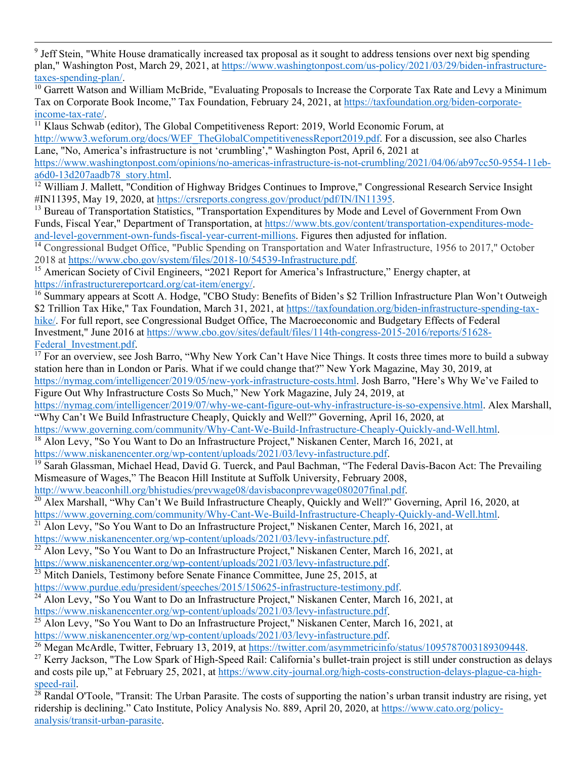[9] Jeff Stein, "White House dramatically increased tax proposal as it sought to address tensions over next big spending plan," Washington Post, March 29, 2021, at https://www.washingtonpost.com/us-policy/2021/03/29/biden-infrastructure-taxes-spending-plan/.

[10] Garrett Watson and William McBride, "Evaluating Proposals to Increase the Corporate Tax Rate and Levy a Minimum Tax on Corporate Book Income," Tax Foundation, February 24, 2021, at https://taxfoundation.org/biden-corporate-income-tax-rate/.

[11] Klaus Schwab (editor), The Global Competitiveness Report: 2019, World Economic Forum, at http://www3.weforum.org/docs/WEF_TheGlobalCompetitivenessReport2019.pdf. For a discussion, see also Charles Lane, "No, America's infrastructure is not 'crumbling'," Washington Post, April 6, 2021 at https://www.washingtonpost.com/opinions/no-americas-infrastructure-is-not-crumbling/2021/04/06/ab97cc50-9554-11eb-a6d0-13d207aadb78_story.html.

[12] William J. Mallett, "Condition of Highway Bridges Continues to Improve," Congressional Research Service Insight #IN11395, May 19, 2020, at https://crsreports.congress.gov/product/pdf/IN/IN11395.

[13] Bureau of Transportation Statistics, "Transportation Expenditures by Mode and Level of Government From Own Funds, Fiscal Year," Department of Transportation, at https://www.bts.gov/content/transportation-expenditures-mode-and-level-government-own-funds-fiscal-year-current-millions. Figures then adjusted for inflation.

[14] Congressional Budget Office, "Public Spending on Transportation and Water Infrastructure, 1956 to 2017," October 2018 at https://www.cbo.gov/system/files/2018-10/54539-Infrastructure.pdf.

[15] American Society of Civil Engineers, "2021 Report for America's Infrastructure," Energy chapter, at https://infrastructurereportcard.org/cat-item/energy/.

[16] Summary appears at Scott A. Hodge, "CBO Study: Benefits of Biden's $2 Trillion Infrastructure Plan Won't Outweigh $2 Trillion Tax Hike," Tax Foundation, March 31, 2021, at https://taxfoundation.org/biden-infrastructure-spending-tax-hike/. For full report, see Congressional Budget Office, The Macroeconomic and Budgetary Effects of Federal Investment," June 2016 at https://www.cbo.gov/sites/default/files/114th-congress-2015-2016/reports/51628-Federal_Investment.pdf.

[17] For an overview, see Josh Barro, "Why New York Can't Have Nice Things. It costs three times more to build a subway station here than in London or Paris. What if we could change that?" New York Magazine, May 30, 2019, at https://nymag.com/intelligencer/2019/05/new-york-infrastructure-costs.html. Josh Barro, "Here's Why We've Failed to Figure Out Why Infrastructure Costs So Much," New York Magazine, July 24, 2019, at https://nymag.com/intelligencer/2019/07/why-we-cant-figure-out-why-infrastructure-is-so-expensive.html. Alex Marshall, "Why Can't We Build Infrastructure Cheaply, Quickly and Well?" Governing, April 16, 2020, at https://www.governing.com/community/Why-Cant-We-Build-Infrastructure-Cheaply-Quickly-and-Well.html.

[18] Alon Levy, "So You Want to Do an Infrastructure Project," Niskanen Center, March 16, 2021, at https://www.niskanencenter.org/wp-content/uploads/2021/03/levy-infastructure.pdf.

[19] Sarah Glassman, Michael Head, David G. Tuerck, and Paul Bachman, "The Federal Davis-Bacon Act: The Prevailing Mismeasure of Wages," The Beacon Hill Institute at Suffolk University, February 2008, http://www.beaconhill.org/bhistudies/prevwage08/davisbaconprevwage080207final.pdf.

[20] Alex Marshall, "Why Can't We Build Infrastructure Cheaply, Quickly and Well?" Governing, April 16, 2020, at https://www.governing.com/community/Why-Cant-We-Build-Infrastructure-Cheaply-Quickly-and-Well.html.

[21] Alon Levy, "So You Want to Do an Infrastructure Project," Niskanen Center, March 16, 2021, at https://www.niskanencenter.org/wp-content/uploads/2021/03/levy-infastructure.pdf.

[22] Alon Levy, "So You Want to Do an Infrastructure Project," Niskanen Center, March 16, 2021, at https://www.niskanencenter.org/wp-content/uploads/2021/03/levy-infastructure.pdf.

[23] Mitch Daniels, Testimony before Senate Finance Committee, June 25, 2015, at https://www.purdue.edu/president/speeches/2015/150625-infrastructure-testimony.pdf.

[24] Alon Levy, "So You Want to Do an Infrastructure Project," Niskanen Center, March 16, 2021, at https://www.niskanencenter.org/wp-content/uploads/2021/03/levy-infastructure.pdf.

[25] Alon Levy, "So You Want to Do an Infrastructure Project," Niskanen Center, March 16, 2021, at https://www.niskanencenter.org/wp-content/uploads/2021/03/levy-infastructure.pdf.

[26] Megan McArdle, Twitter, February 13, 2019, at https://twitter.com/asymmetricinfo/status/1095787003189309448.

[27] Kerry Jackson, "The Low Spark of High-Speed Rail: California's bullet-train project is still under construction as delays and costs pile up," at February 25, 2021, at https://www.city-journal.org/high-costs-construction-delays-plague-ca-high-speed-rail.

[28] Randal O'Toole, "Transit: The Urban Parasite. The costs of supporting the nation's urban transit industry are rising, yet ridership is declining." Cato Institute, Policy Analysis No. 889, April 20, 2020, at https://www.cato.org/policy-analysis/transit-urban-parasite.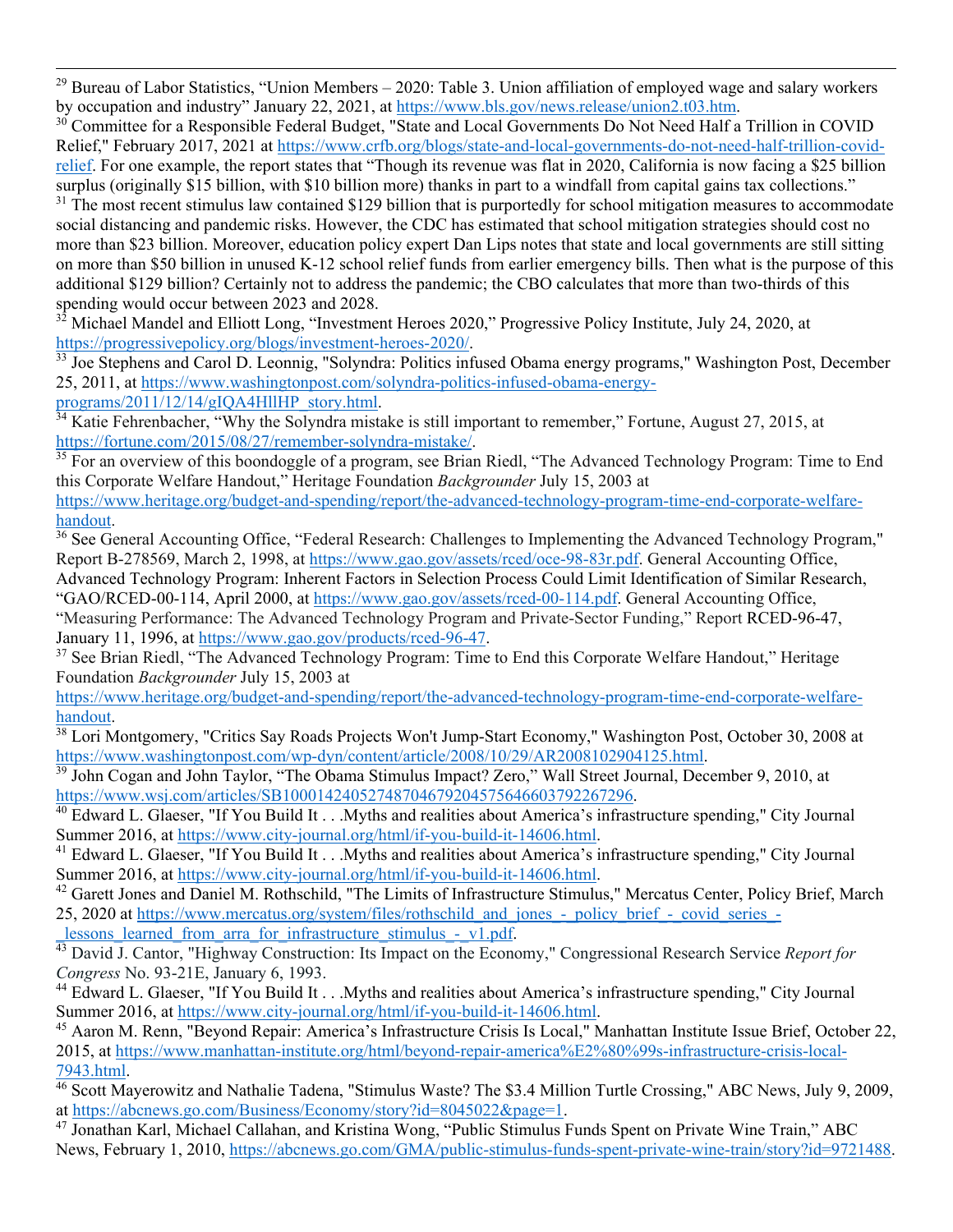[29] Bureau of Labor Statistics, "Union Members – 2020: Table 3. Union affiliation of employed wage and salary workers by occupation and industry" January 22, 2021, at https://www.bls.gov/news.release/union2.t03.htm.

[30] Committee for a Responsible Federal Budget, "State and Local Governments Do Not Need Half a Trillion in COVID Relief," February 2017, 2021 at https://www.crfb.org/blogs/state-and-local-governments-do-not-need-half-trillion-covid-relief. For one example, the report states that "Though its revenue was flat in 2020, California is now facing a $25 billion surplus (originally $15 billion, with $10 billion more) thanks in part to a windfall from capital gains tax collections."

[31] The most recent stimulus law contained $129 billion that is purportedly for school mitigation measures to accommodate social distancing and pandemic risks. However, the CDC has estimated that school mitigation strategies should cost no more than $23 billion. Moreover, education policy expert Dan Lips notes that state and local governments are still sitting on more than $50 billion in unused K-12 school relief funds from earlier emergency bills. Then what is the purpose of this additional $129 billion? Certainly not to address the pandemic; the CBO calculates that more than two-thirds of this spending would occur between 2023 and 2028.

[32] Michael Mandel and Elliott Long, "Investment Heroes 2020," Progressive Policy Institute, July 24, 2020, at https://progressivepolicy.org/blogs/investment-heroes-2020/.

[33] Joe Stephens and Carol D. Leonnig, "Solyndra: Politics infused Obama energy programs," Washington Post, December 25, 2011, at https://www.washingtonpost.com/solyndra-politics-infused-obama-energy-programs/2011/12/14/gIQA4HllHP_story.html.

[34] Katie Fehrenbacher, "Why the Solyndra mistake is still important to remember," Fortune, August 27, 2015, at https://fortune.com/2015/08/27/remember-solyndra-mistake/.

[35] For an overview of this boondoggle of a program, see Brian Riedl, "The Advanced Technology Program: Time to End this Corporate Welfare Handout," Heritage Foundation *Backgrounder* July 15, 2003 at https://www.heritage.org/budget-and-spending/report/the-advanced-technology-program-time-end-corporate-welfare-handout.

[36] See General Accounting Office, "Federal Research: Challenges to Implementing the Advanced Technology Program," Report B-278569, March 2, 1998, at https://www.gao.gov/assets/rced/oce-98-83r.pdf. General Accounting Office, Advanced Technology Program: Inherent Factors in Selection Process Could Limit Identification of Similar Research, "GAO/RCED-00-114, April 2000, at https://www.gao.gov/assets/rced-00-114.pdf. General Accounting Office, "Measuring Performance: The Advanced Technology Program and Private-Sector Funding," Report RCED-96-47, January 11, 1996, at https://www.gao.gov/products/rced-96-47.

[37] See Brian Riedl, "The Advanced Technology Program: Time to End this Corporate Welfare Handout," Heritage Foundation *Backgrounder* July 15, 2003 at https://www.heritage.org/budget-and-spending/report/the-advanced-technology-program-time-end-corporate-welfare-handout.

[38] Lori Montgomery, "Critics Say Roads Projects Won't Jump-Start Economy," Washington Post, October 30, 2008 at https://www.washingtonpost.com/wp-dyn/content/article/2008/10/29/AR2008102904125.html.

[39] John Cogan and John Taylor, "The Obama Stimulus Impact? Zero," Wall Street Journal, December 9, 2010, at https://www.wsj.com/articles/SB10001424052748704679204575646603792267296.

[40] Edward L. Glaeser, "If You Build It . . .Myths and realities about America's infrastructure spending," City Journal Summer 2016, at https://www.city-journal.org/html/if-you-build-it-14606.html.

[41] Edward L. Glaeser, "If You Build It . . .Myths and realities about America's infrastructure spending," City Journal Summer 2016, at https://www.city-journal.org/html/if-you-build-it-14606.html.

[42] Garett Jones and Daniel M. Rothschild, "The Limits of Infrastructure Stimulus," Mercatus Center, Policy Brief, March 25, 2020 at https://www.mercatus.org/system/files/rothschild_and_jones_-_policy_brief_-_covid_series_-_lessons_learned_from_arra_for_infrastructure_stimulus_-_v1.pdf.

[43] David J. Cantor, "Highway Construction: Its Impact on the Economy," Congressional Research Service *Report for Congress* No. 93-21E, January 6, 1993.

[44] Edward L. Glaeser, "If You Build It . . .Myths and realities about America's infrastructure spending," City Journal Summer 2016, at https://www.city-journal.org/html/if-you-build-it-14606.html.

[45] Aaron M. Renn, "Beyond Repair: America's Infrastructure Crisis Is Local," Manhattan Institute Issue Brief, October 22, 2015, at https://www.manhattan-institute.org/html/beyond-repair-america%E2%80%99s-infrastructure-crisis-local-7943.html.

[46] Scott Mayerowitz and Nathalie Tadena, "Stimulus Waste? The $3.4 Million Turtle Crossing," ABC News, July 9, 2009, at https://abcnews.go.com/Business/Economy/story?id=8045022&page=1.

[47] Jonathan Karl, Michael Callahan, and Kristina Wong, "Public Stimulus Funds Spent on Private Wine Train," ABC News, February 1, 2010, https://abcnews.go.com/GMA/public-stimulus-funds-spent-private-wine-train/story?id=9721488.